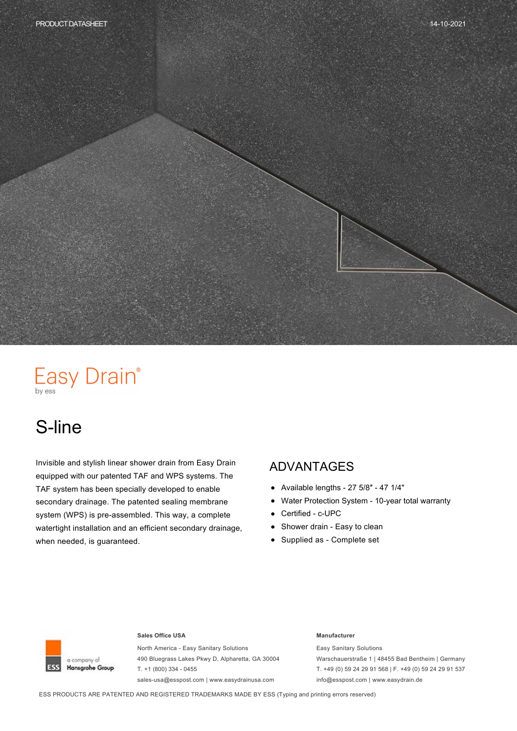PRODUCT DATASHEET

14-10-2021

Easy Drain®
by ess

# S-line

Invisible and stylish linear shower drain from Easy Drain equipped with our patented TAF and WPS systems. The TAF system has been specially developed to enable secondary drainage. The patented sealing membrane system (WPS) is pre-assembled. This way, a complete watertight installation and an efficient secondary drainage, when needed, is guaranteed.

## ADVANTAGES

- Available lengths - 27 5/8″ - 47 1/4″
- Water Protection System - 10-year total warranty
- Certified - c-UPC
- Shower drain - Easy to clean
- Supplied as - Complete set

ESS a company of Hansgrohe Group

**Sales Office USA**

North America - Easy Sanitary Solutions
490 Bluegrass Lakes Pkwy D, Alpharetta, GA 30004
T. +1 (800) 334 - 0455
sales-usa@esspost.com | www.easydrainusa.com

**Manufacturer**

Easy Sanitary Solutions
Warschauerstraße 1 | 48455 Bad Bentheim | Germany
T. +49 (0) 59 24 29 91 568 | F. +49 (0) 59 24 29 91 537
info@esspost.com | www.easydrain.de

ESS PRODUCTS ARE PATENTED AND REGISTERED TRADEMARKS MADE BY ESS (Typing and printing errors reserved)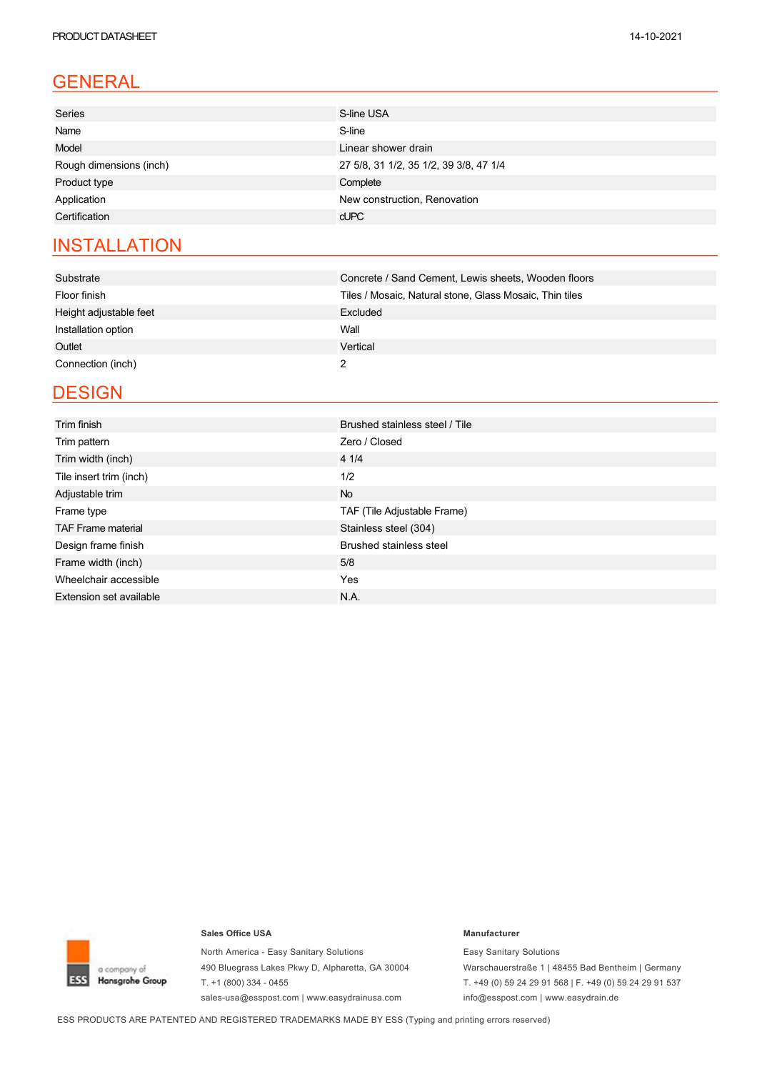## GENERAL

| | |
|---|---|
| Series | S-line USA |
| Name | S-line |
| Model | Linear shower drain |
| Rough dimensions (inch) | 27 5/8, 31 1/2, 35 1/2, 39 3/8, 47 1/4 |
| Product type | Complete |
| Application | New construction, Renovation |
| Certification | cUPC |

## INSTALLATION

| | |
|---|---|
| Substrate | Concrete / Sand Cement, Lewis sheets, Wooden floors |
| Floor finish | Tiles / Mosaic, Natural stone, Glass Mosaic, Thin tiles |
| Height adjustable feet | Excluded |
| Installation option | Wall |
| Outlet | Vertical |
| Connection (inch) | 2 |

## DESIGN

| | |
|---|---|
| Trim finish | Brushed stainless steel / Tile |
| Trim pattern | Zero / Closed |
| Trim width (inch) | 4 1/4 |
| Tile insert trim (inch) | 1/2 |
| Adjustable trim | No |
| Frame type | TAF (Tile Adjustable Frame) |
| TAF Frame material | Stainless steel (304) |
| Design frame finish | Brushed stainless steel |
| Frame width (inch) | 5/8 |
| Wheelchair accessible | Yes |
| Extension set available | N.A. |

ESS a company of Hansgrohe Group

**Sales Office USA**

North America - Easy Sanitary Solutions
490 Bluegrass Lakes Pkwy D, Alpharetta, GA 30004
T. +1 (800) 334 - 0455
sales-usa@esspost.com | www.easydrainusa.com

**Manufacturer**

Easy Sanitary Solutions
Warschauerstraße 1 | 48455 Bad Bentheim | Germany
T. +49 (0) 59 24 29 91 568 | F. +49 (0) 59 24 29 91 537
info@esspost.com | www.easydrain.de

ESS PRODUCTS ARE PATENTED AND REGISTERED TRADEMARKS MADE BY ESS (Typing and printing errors reserved)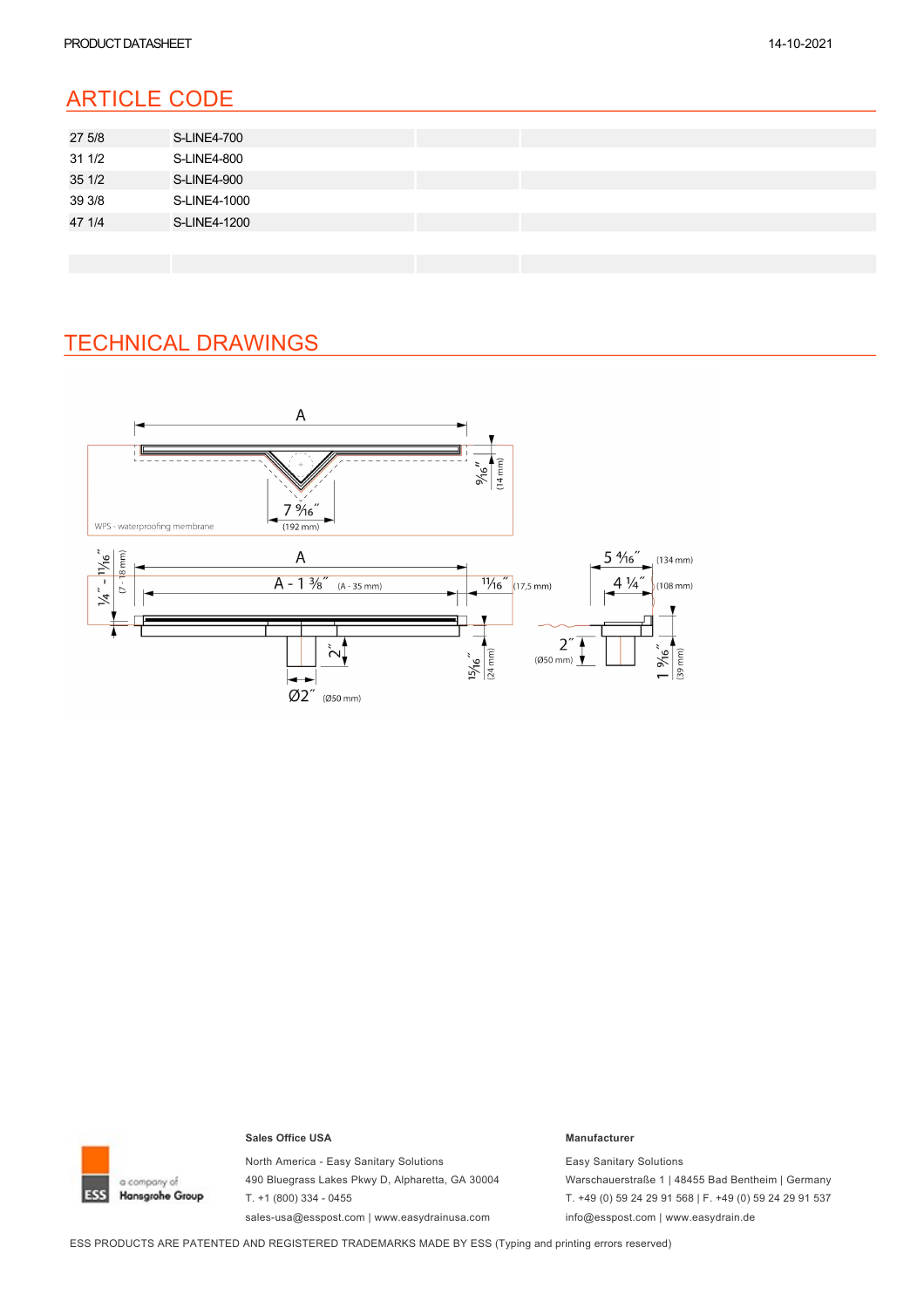## ARTICLE CODE

| | | | |
|---|---|---|---|
| 27 5/8 | S-LINE4-700 | | |
| 31 1/2 | S-LINE4-800 | | |
| 35 1/2 | S-LINE4-900 | | |
| 39 3/8 | S-LINE4-1000 | | |
| 47 1/4 | S-LINE4-1200 | | |
| | | | |

## TECHNICAL DRAWINGS

A

9/16″ (14 mm)

7 9/16″ (192 mm)

WPS - waterproofing membrane

A

A - 1 3/8″ (A - 35 mm)

11/16″ (17,5 mm)

1/4″ - 11/16″ (7 - 18 mm)

2″

15/16″ (24 mm)

Ø2″ (Ø50 mm)

5 4/16″ (134 mm)

4 1/4″ (108 mm)

2″ (Ø50 mm)

1 9/16″ (39 mm)

**Sales Office USA**

North America - Easy Sanitary Solutions
490 Bluegrass Lakes Pkwy D, Alpharetta, GA 30004
T. +1 (800) 334 - 0455
sales-usa@esspost.com | www.easydrainusa.com

**Manufacturer**

Easy Sanitary Solutions
Warschauerstraße 1 | 48455 Bad Bentheim | Germany
T. +49 (0) 59 24 29 91 568 | F. +49 (0) 59 24 29 91 537
info@esspost.com | www.easydrain.de

ESS a company of Hansgrohe Group

ESS PRODUCTS ARE PATENTED AND REGISTERED TRADEMARKS MADE BY ESS (Typing and printing errors reserved)